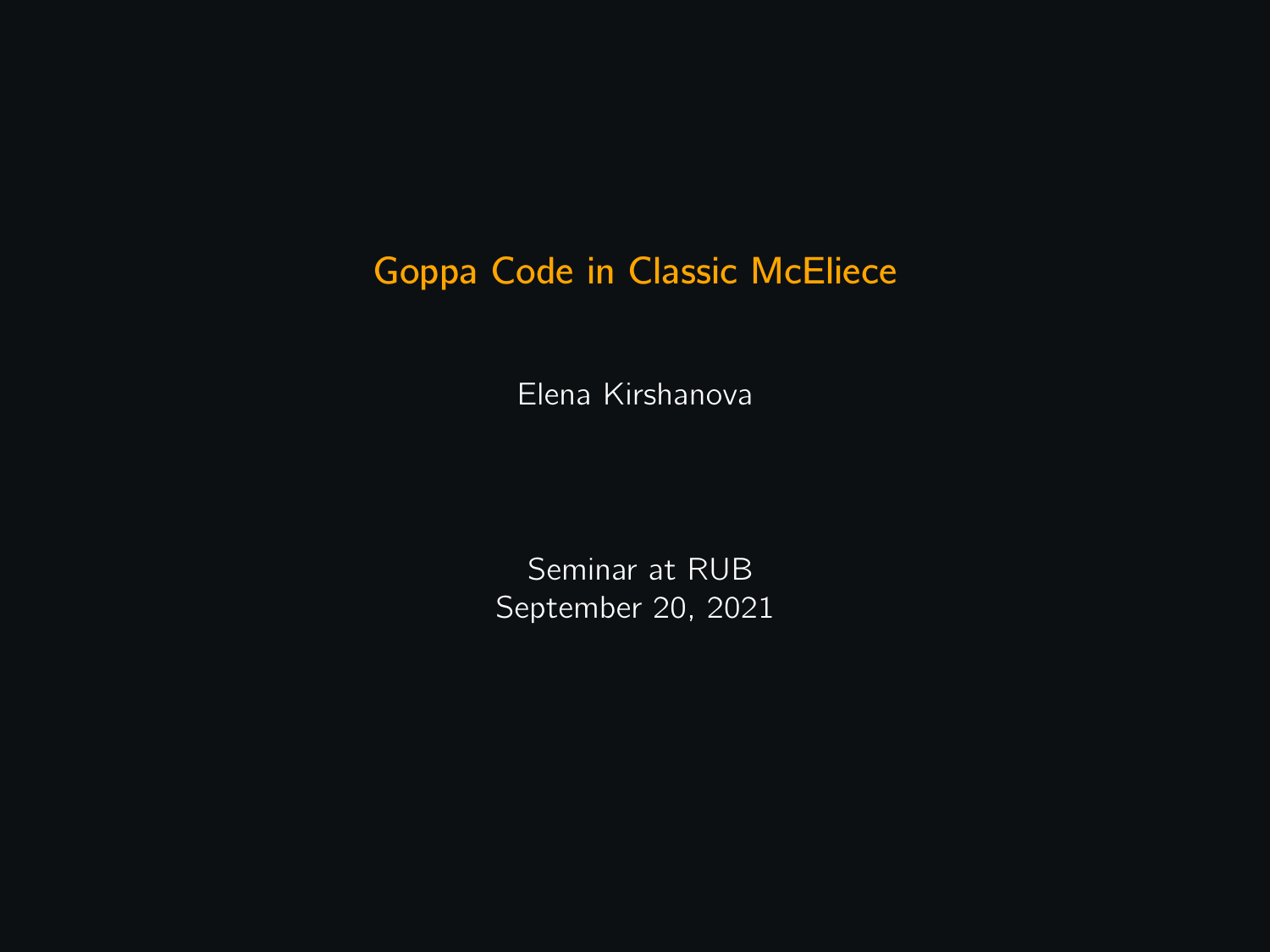# Goppa Code in Classic McEliece

Elena Kirshanova

Seminar at RUB
September 20, 2021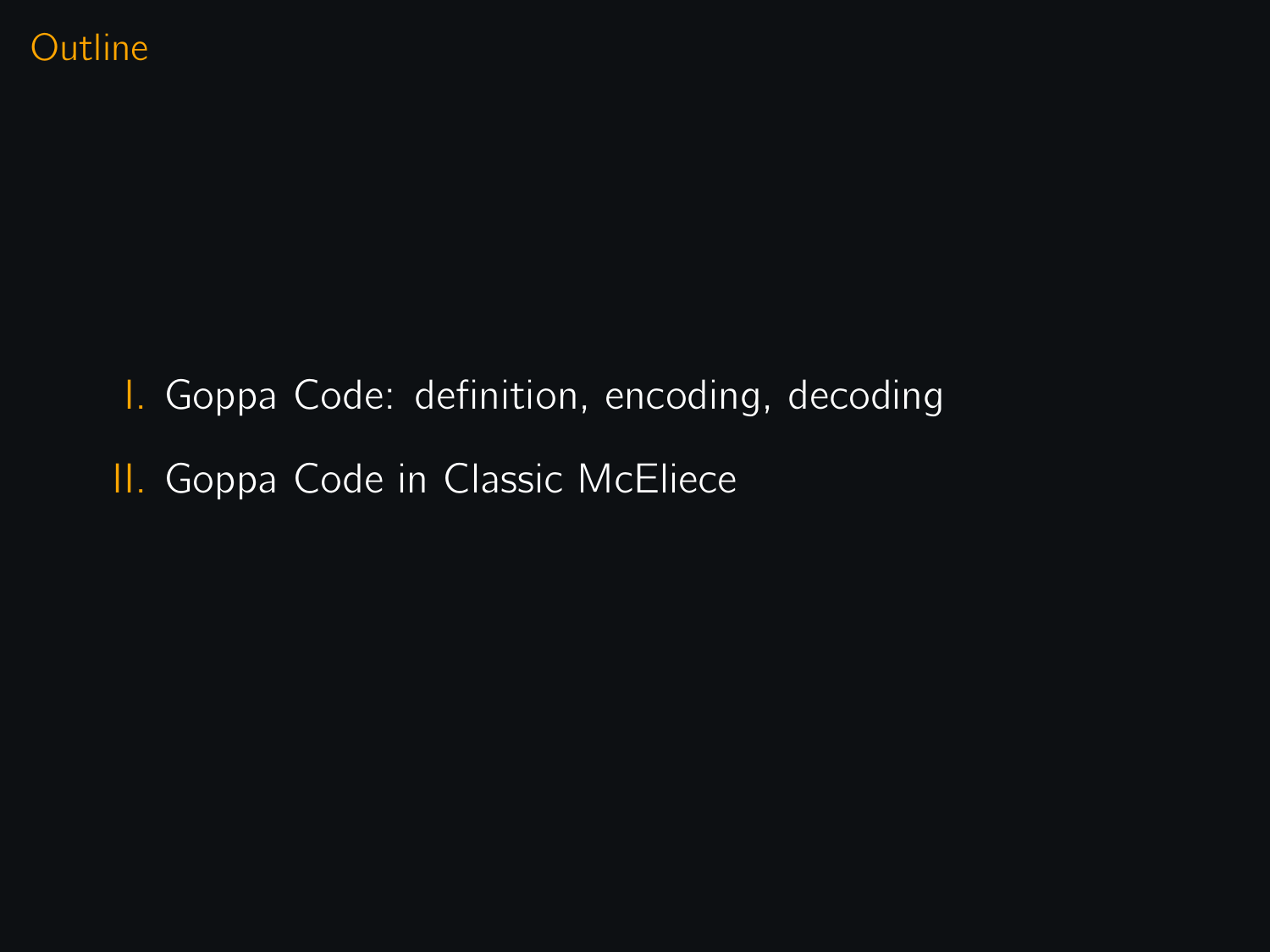# Outline

I. Goppa Code: definition, encoding, decoding

II. Goppa Code in Classic McEliece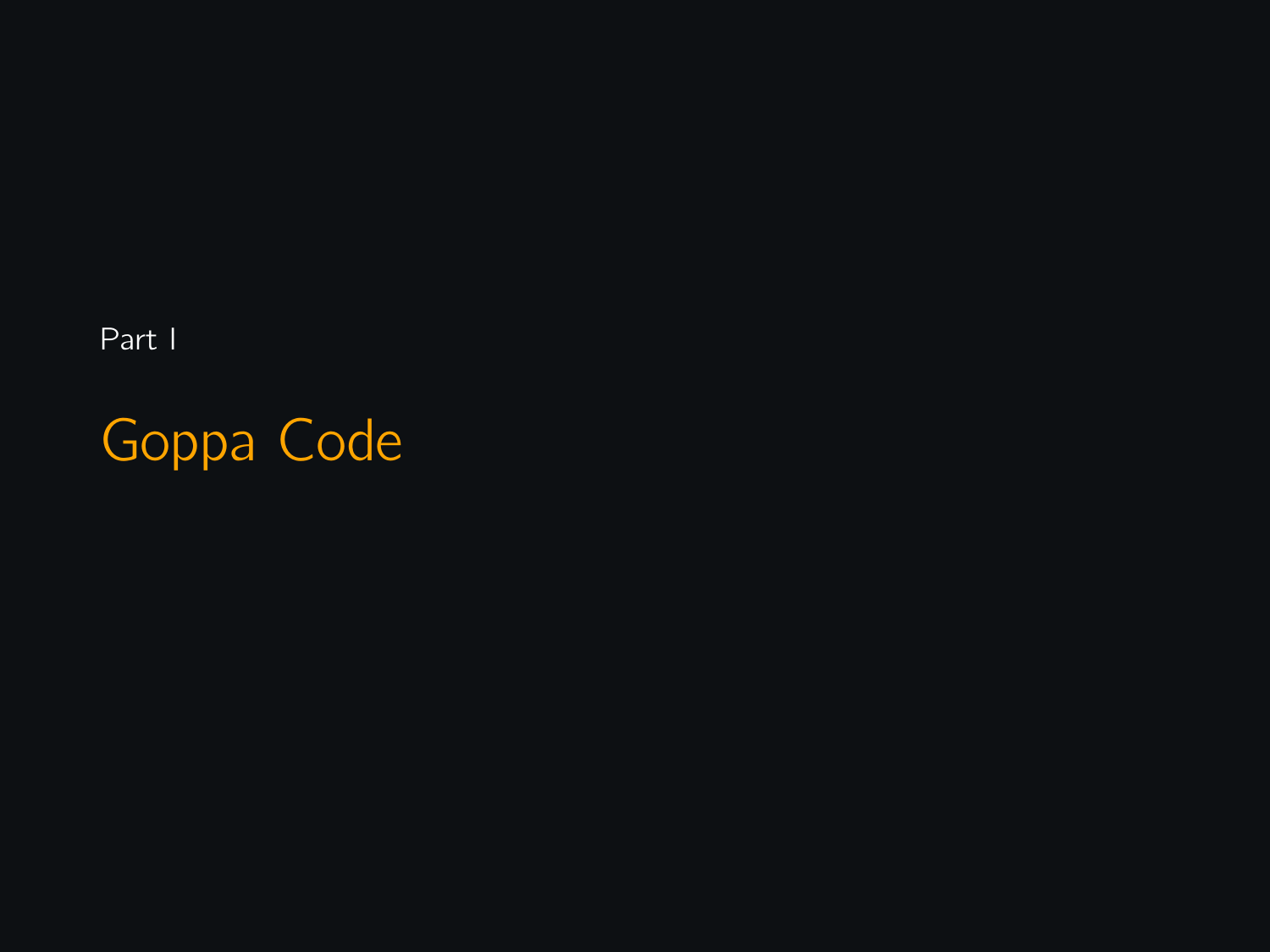Part I

# Goppa Code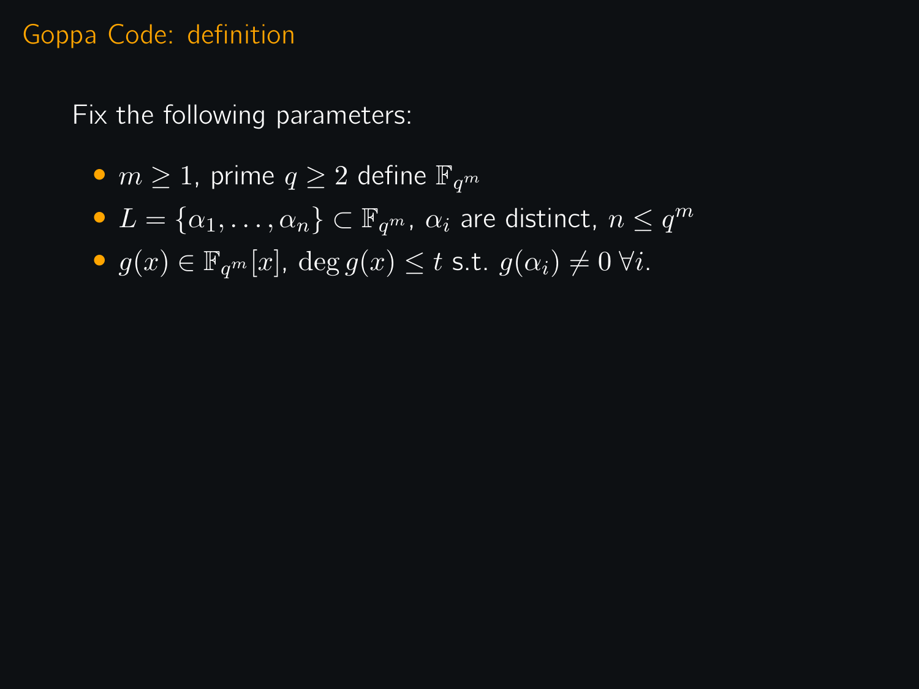## Goppa Code: definition

Fix the following parameters:

- $m \geq 1$, prime $q \geq 2$ define $\mathbb{F}_{q^m}$
- $L = \{\alpha_1, \dots, \alpha_n\} \subset \mathbb{F}_{q^m}$, $\alpha_i$ are distinct, $n \leq q^m$
- $g(x) \in \mathbb{F}_{q^m}[x]$, $\deg g(x) \leq t$ s.t. $g(\alpha_i) \neq 0 \; \forall i$.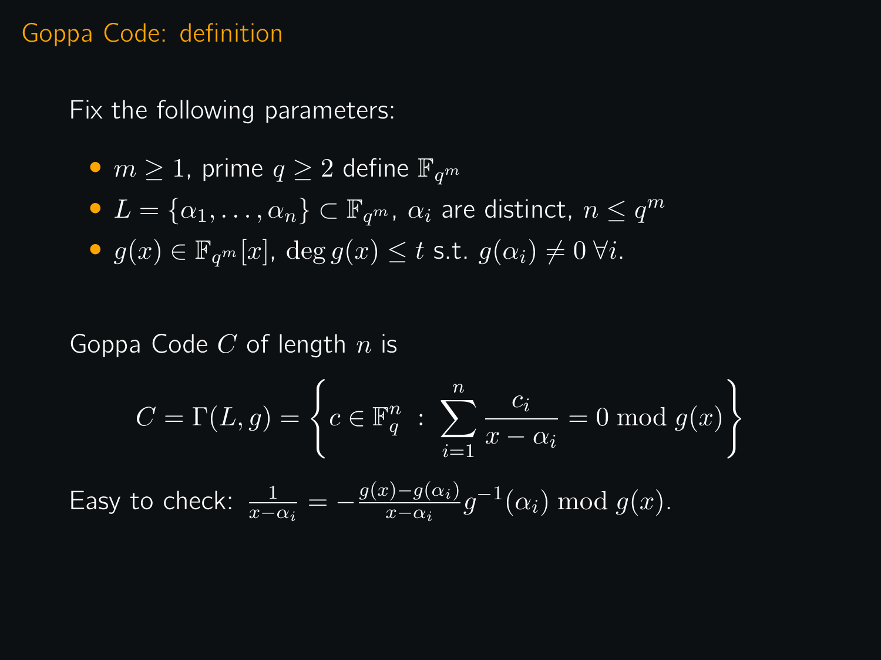## Goppa Code: definition

Fix the following parameters:

- $m \geq 1$, prime $q \geq 2$ define $\mathbb{F}_{q^m}$
- $L = \{\alpha_1, \ldots, \alpha_n\} \subset \mathbb{F}_{q^m}$, $\alpha_i$ are distinct, $n \leq q^m$
- $g(x) \in \mathbb{F}_{q^m}[x]$, $\deg g(x) \leq t$ s.t. $g(\alpha_i) \neq 0 \; \forall i$.

Goppa Code $C$ of length $n$ is

$$C = \Gamma(L, g) = \left\{ c \in \mathbb{F}_q^n \; : \; \sum_{i=1}^{n} \frac{c_i}{x - \alpha_i} = 0 \bmod g(x) \right\}$$

Easy to check: $\frac{1}{x-\alpha_i} = -\frac{g(x)-g(\alpha_i)}{x-\alpha_i} g^{-1}(\alpha_i) \bmod g(x)$.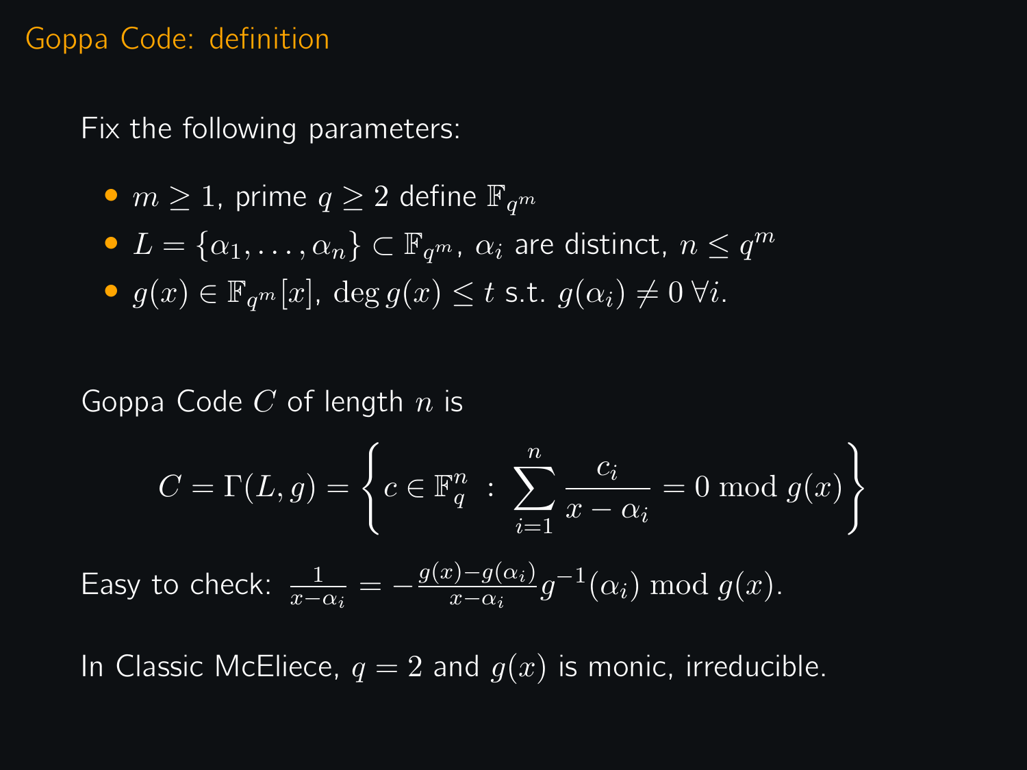# Goppa Code: definition

Fix the following parameters:

- $m \geq 1$, prime $q \geq 2$ define $\mathbb{F}_{q^m}$
- $L = \{\alpha_1, \ldots, \alpha_n\} \subset \mathbb{F}_{q^m}$, $\alpha_i$ are distinct, $n \leq q^m$
- $g(x) \in \mathbb{F}_{q^m}[x]$, $\deg g(x) \leq t$ s.t. $g(\alpha_i) \neq 0 \; \forall i$.

Goppa Code $C$ of length $n$ is

$$C = \Gamma(L, g) = \left\{ c \in \mathbb{F}_q^n \; : \; \sum_{i=1}^{n} \frac{c_i}{x - \alpha_i} = 0 \bmod g(x) \right\}$$

Easy to check: $\frac{1}{x-\alpha_i} = -\frac{g(x)-g(\alpha_i)}{x-\alpha_i} g^{-1}(\alpha_i) \bmod g(x)$.

In Classic McEliece, $q = 2$ and $g(x)$ is monic, irreducible.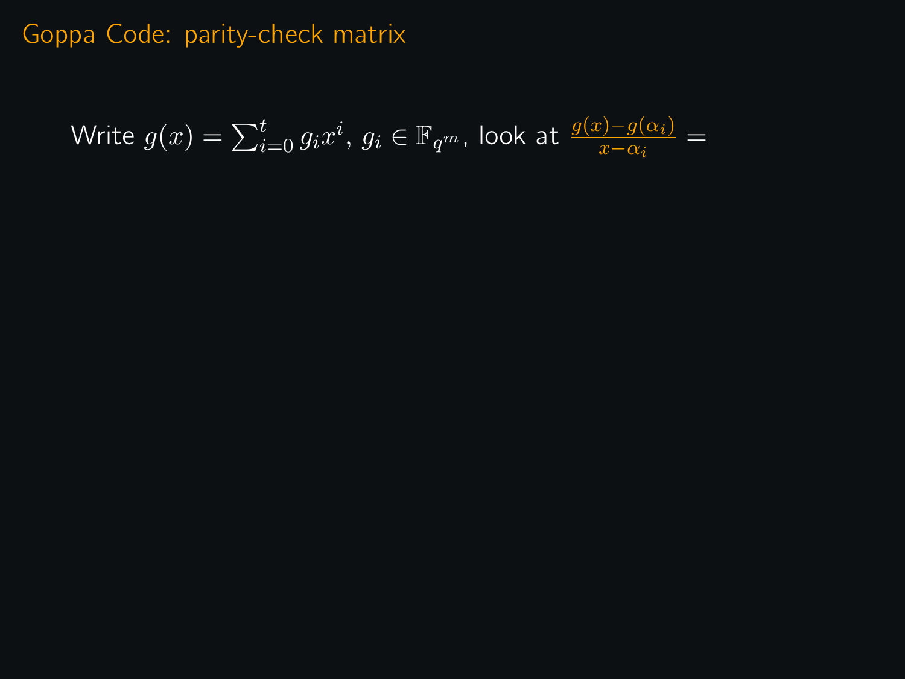# Goppa Code: parity-check matrix

Write $g(x) = \sum_{i=0}^{t} g_i x^i$, $g_i \in \mathbb{F}_{q^m}$, look at $\frac{g(x)-g(\alpha_i)}{x-\alpha_i} =$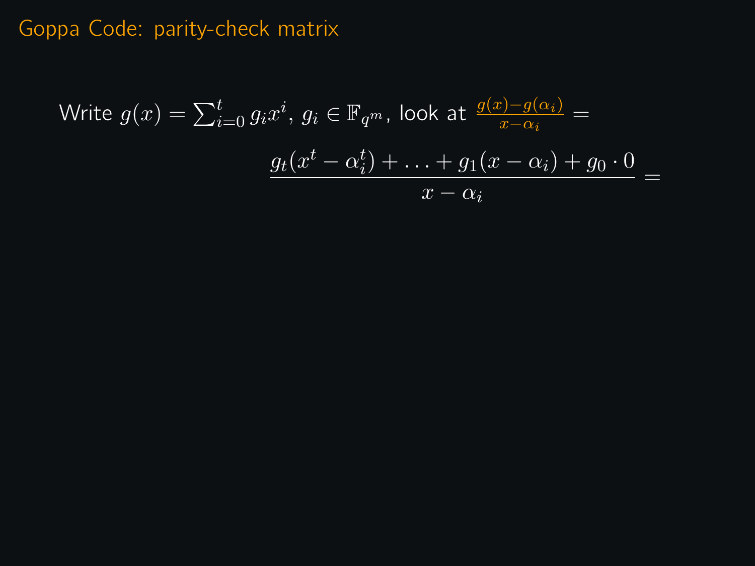## Goppa Code: parity-check matrix

Write $g(x) = \sum_{i=0}^{t} g_i x^i$, $g_i \in \mathbb{F}_{q^m}$, look at $\frac{g(x)-g(\alpha_i)}{x-\alpha_i} =$

$$\frac{g_t(x^t - \alpha_i^t) + \ldots + g_1(x - \alpha_i) + g_0 \cdot 0}{x - \alpha_i} =$$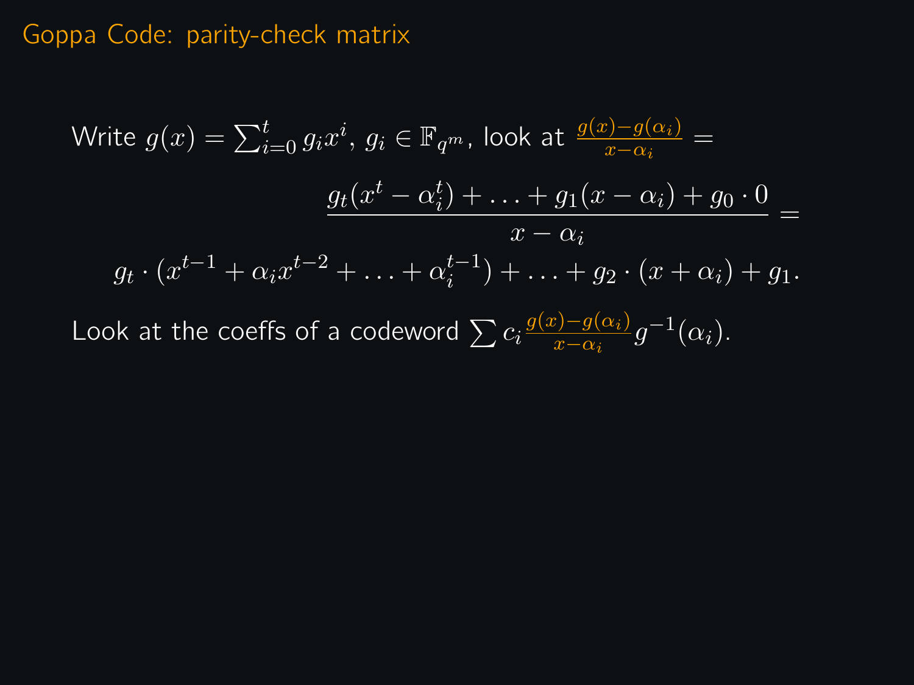# Goppa Code: parity-check matrix

Write $g(x) = \sum_{i=0}^{t} g_i x^i$, $g_i \in \mathbb{F}_{q^m}$, look at $\frac{g(x)-g(\alpha_i)}{x-\alpha_i} =$

$$\frac{g_t(x^t - \alpha_i^t) + \ldots + g_1(x - \alpha_i) + g_0 \cdot 0}{x - \alpha_i} =$$

$$g_t \cdot (x^{t-1} + \alpha_i x^{t-2} + \ldots + \alpha_i^{t-1}) + \ldots + g_2 \cdot (x + \alpha_i) + g_1.$$

Look at the coeffs of a codeword $\sum c_i \frac{g(x)-g(\alpha_i)}{x-\alpha_i} g^{-1}(\alpha_i)$.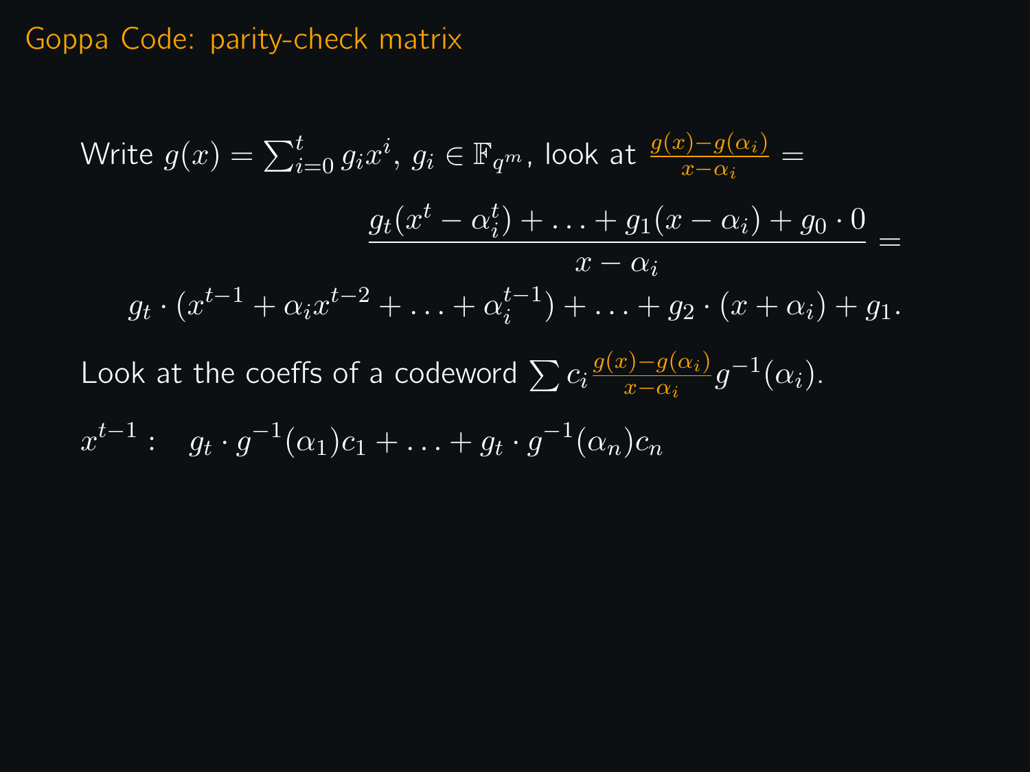# Goppa Code: parity-check matrix

Write $g(x) = \sum_{i=0}^{t} g_i x^i$, $g_i \in \mathbb{F}_{q^m}$, look at $\frac{g(x)-g(\alpha_i)}{x-\alpha_i} =$

$$\frac{g_t(x^t - \alpha_i^t) + \ldots + g_1(x - \alpha_i) + g_0 \cdot 0}{x - \alpha_i} =$$

$$g_t \cdot (x^{t-1} + \alpha_i x^{t-2} + \ldots + \alpha_i^{t-1}) + \ldots + g_2 \cdot (x + \alpha_i) + g_1.$$

Look at the coeffs of a codeword $\sum c_i \frac{g(x)-g(\alpha_i)}{x-\alpha_i} g^{-1}(\alpha_i)$.

$x^{t-1}: \quad g_t \cdot g^{-1}(\alpha_1) c_1 + \ldots + g_t \cdot g^{-1}(\alpha_n) c_n$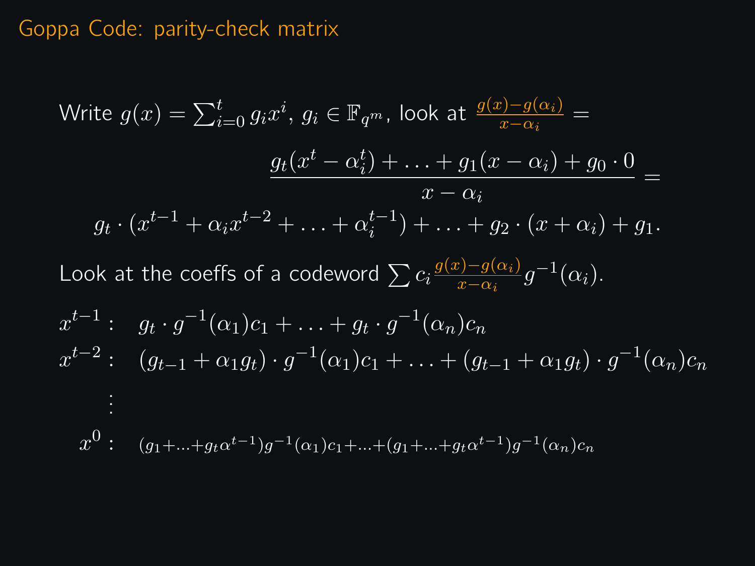# Goppa Code: parity-check matrix

Write $g(x) = \sum_{i=0}^{t} g_i x^i$, $g_i \in \mathbb{F}_{q^m}$, look at $\frac{g(x)-g(\alpha_i)}{x-\alpha_i} =$

$$\frac{g_t(x^t - \alpha_i^t) + \ldots + g_1(x - \alpha_i) + g_0 \cdot 0}{x - \alpha_i} =$$

$$g_t \cdot (x^{t-1} + \alpha_i x^{t-2} + \ldots + \alpha_i^{t-1}) + \ldots + g_2 \cdot (x + \alpha_i) + g_1.$$

Look at the coeffs of a codeword $\sum c_i \frac{g(x)-g(\alpha_i)}{x-\alpha_i} g^{-1}(\alpha_i)$.

$$
\begin{aligned}
x^{t-1}: &\quad g_t \cdot g^{-1}(\alpha_1)c_1 + \ldots + g_t \cdot g^{-1}(\alpha_n)c_n \\
x^{t-2}: &\quad (g_{t-1} + \alpha_1 g_t) \cdot g^{-1}(\alpha_1)c_1 + \ldots + (g_{t-1} + \alpha_1 g_t) \cdot g^{-1}(\alpha_n)c_n \\
&\ \ \vdots \\
x^0: &\quad (g_1 + \ldots + g_t \alpha^{t-1}) g^{-1}(\alpha_1)c_1 + \ldots + (g_1 + \ldots + g_t \alpha^{t-1}) g^{-1}(\alpha_n)c_n
\end{aligned}
$$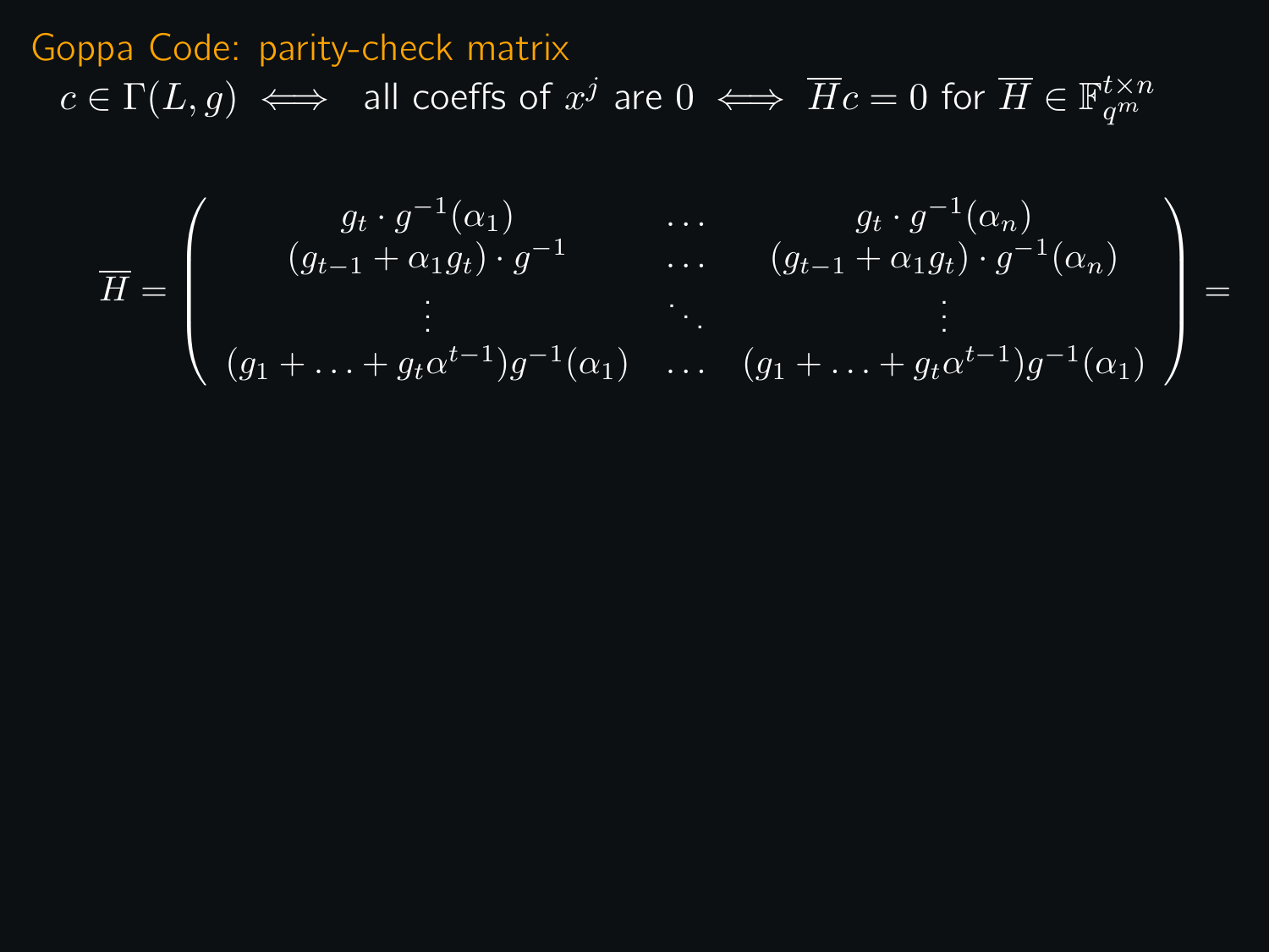# Goppa Code: parity-check matrix

$c \in \Gamma(L, g) \iff$ all coeffs of $x^j$ are 0 $\iff \overline{H}c = 0$ for $\overline{H} \in \mathbb{F}_{q^m}^{t \times n}$

$$\overline{H} = \begin{pmatrix} g_t \cdot g^{-1}(\alpha_1) & \dots & g_t \cdot g^{-1}(\alpha_n) \\ (g_{t-1} + \alpha_1 g_t) \cdot g^{-1} & \dots & (g_{t-1} + \alpha_1 g_t) \cdot g^{-1}(\alpha_n) \\ \vdots & \ddots & \vdots \\ (g_1 + \ldots + g_t \alpha^{t-1}) g^{-1}(\alpha_1) & \dots & (g_1 + \ldots + g_t \alpha^{t-1}) g^{-1}(\alpha_1) \end{pmatrix} =$$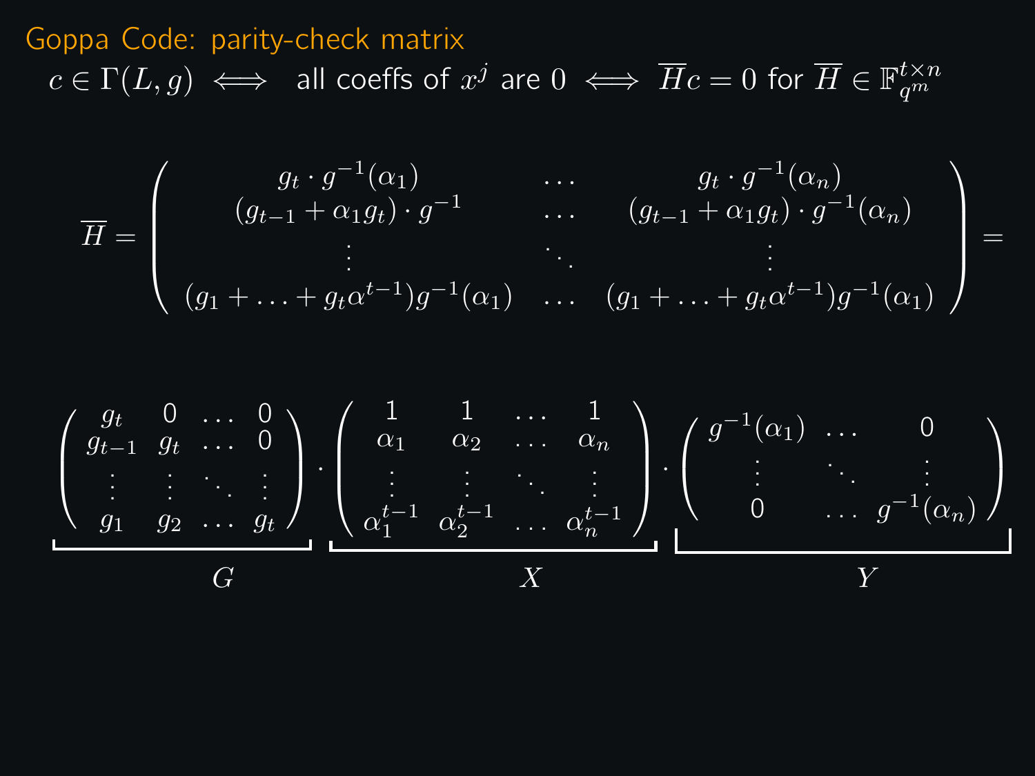# Goppa Code: parity-check matrix

$c \in \Gamma(L, g) \iff$ all coeffs of $x^j$ are 0 $\iff \overline{H}c = 0$ for $\overline{H} \in \mathbb{F}_{q^m}^{t \times n}$

$$
\overline{H} = \begin{pmatrix}
g_t \cdot g^{-1}(\alpha_1) & \dots & g_t \cdot g^{-1}(\alpha_n) \\
(g_{t-1} + \alpha_1 g_t) \cdot g^{-1} & \dots & (g_{t-1} + \alpha_1 g_t) \cdot g^{-1}(\alpha_n) \\
\vdots & \ddots & \vdots \\
(g_1 + \ldots + g_t \alpha^{t-1}) g^{-1}(\alpha_1) & \dots & (g_1 + \ldots + g_t \alpha^{t-1}) g^{-1}(\alpha_1)
\end{pmatrix} =
$$

$$
\underbrace{\begin{pmatrix}
g_t & 0 & \dots & 0 \\
g_{t-1} & g_t & \dots & 0 \\
\vdots & \vdots & \ddots & \vdots \\
g_1 & g_2 & \dots & g_t
\end{pmatrix}}_{G}
\cdot
\underbrace{\begin{pmatrix}
1 & 1 & \dots & 1 \\
\alpha_1 & \alpha_2 & \dots & \alpha_n \\
\vdots & \vdots & \ddots & \vdots \\
\alpha_1^{t-1} & \alpha_2^{t-1} & \dots & \alpha_n^{t-1}
\end{pmatrix}}_{X}
\cdot
\underbrace{\begin{pmatrix}
g^{-1}(\alpha_1) & \dots & 0 \\
\vdots & \ddots & \vdots \\
0 & \dots & g^{-1}(\alpha_n)
\end{pmatrix}}_{Y}
$$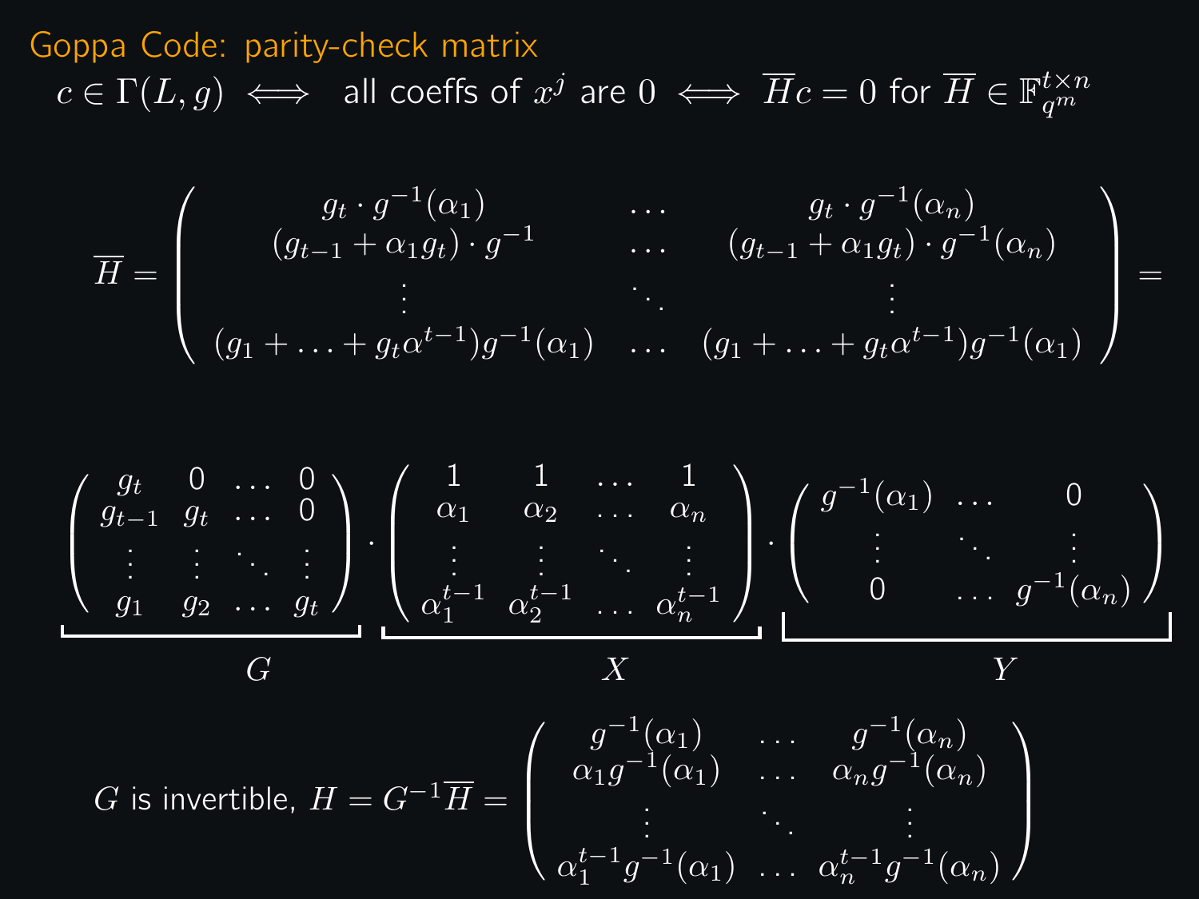# Goppa Code: parity-check matrix

$$c \in \Gamma(L, g) \iff \text{all coeffs of } x^j \text{ are } 0 \iff \overline{H}c = 0 \text{ for } \overline{H} \in \mathbb{F}_{q^m}^{t \times n}$$

$$\overline{H} = \begin{pmatrix} g_t \cdot g^{-1}(\alpha_1) & \dots & g_t \cdot g^{-1}(\alpha_n) \\ (g_{t-1} + \alpha_1 g_t) \cdot g^{-1} & \dots & (g_{t-1} + \alpha_1 g_t) \cdot g^{-1}(\alpha_n) \\ \vdots & \ddots & \vdots \\ (g_1 + \ldots + g_t \alpha^{t-1}) g^{-1}(\alpha_1) & \dots & (g_1 + \ldots + g_t \alpha^{t-1}) g^{-1}(\alpha_1) \end{pmatrix} =$$

$$\underbrace{\begin{pmatrix} g_t & 0 & \dots & 0 \\ g_{t-1} & g_t & \dots & 0 \\ \vdots & \vdots & \ddots & \vdots \\ g_1 & g_2 & \dots & g_t \end{pmatrix}}_{G} \cdot \underbrace{\begin{pmatrix} 1 & 1 & \dots & 1 \\ \alpha_1 & \alpha_2 & \dots & \alpha_n \\ \vdots & \vdots & \ddots & \vdots \\ \alpha_1^{t-1} & \alpha_2^{t-1} & \dots & \alpha_n^{t-1} \end{pmatrix}}_{X} \cdot \underbrace{\begin{pmatrix} g^{-1}(\alpha_1) & \dots & 0 \\ \vdots & \ddots & \vdots \\ 0 & \dots & g^{-1}(\alpha_n) \end{pmatrix}}_{Y}$$

$G$ is invertible, $H = G^{-1}\overline{H} = \begin{pmatrix} g^{-1}(\alpha_1) & \dots & g^{-1}(\alpha_n) \\ \alpha_1 g^{-1}(\alpha_1) & \dots & \alpha_n g^{-1}(\alpha_n) \\ \vdots & \ddots & \vdots \\ \alpha_1^{t-1} g^{-1}(\alpha_1) & \dots & \alpha_n^{t-1} g^{-1}(\alpha_n) \end{pmatrix}$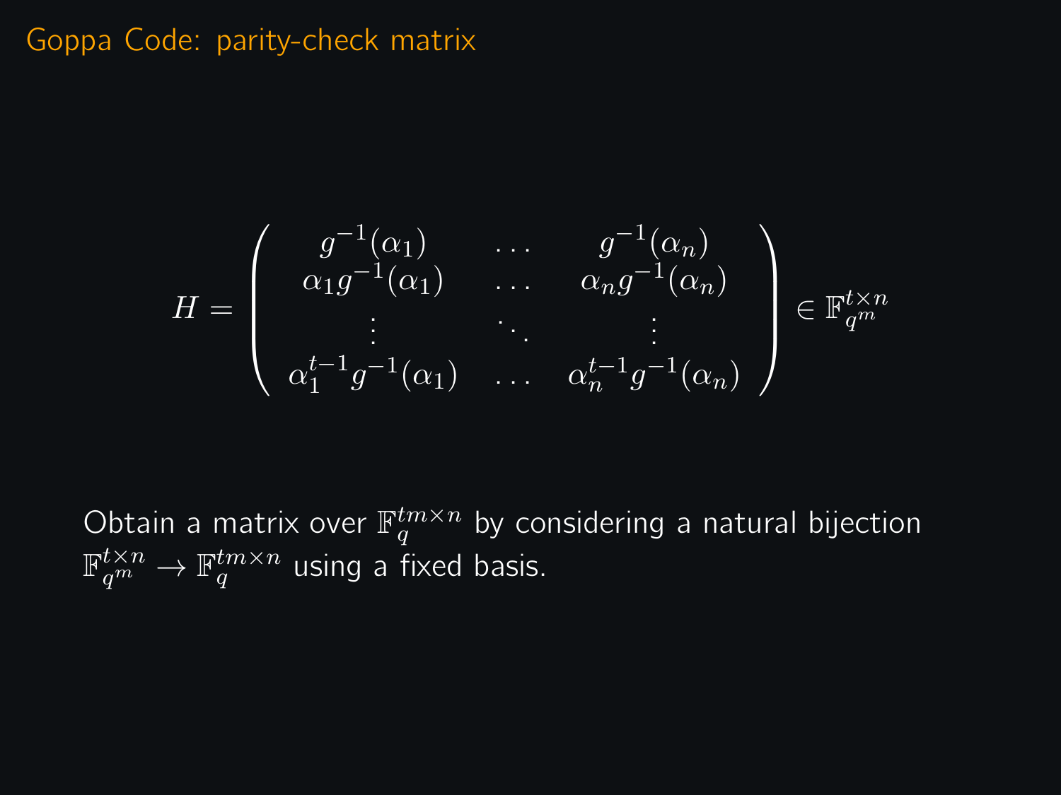# Goppa Code: parity-check matrix

$$H = \begin{pmatrix} g^{-1}(\alpha_1) & \dots & g^{-1}(\alpha_n) \\ \alpha_1 g^{-1}(\alpha_1) & \dots & \alpha_n g^{-1}(\alpha_n) \\ \vdots & \ddots & \vdots \\ \alpha_1^{t-1} g^{-1}(\alpha_1) & \dots & \alpha_n^{t-1} g^{-1}(\alpha_n) \end{pmatrix} \in \mathbb{F}_{q^m}^{t \times n}$$

Obtain a matrix over $\mathbb{F}_q^{tm \times n}$ by considering a natural bijection $\mathbb{F}_{q^m}^{t \times n} \to \mathbb{F}_q^{tm \times n}$ using a fixed basis.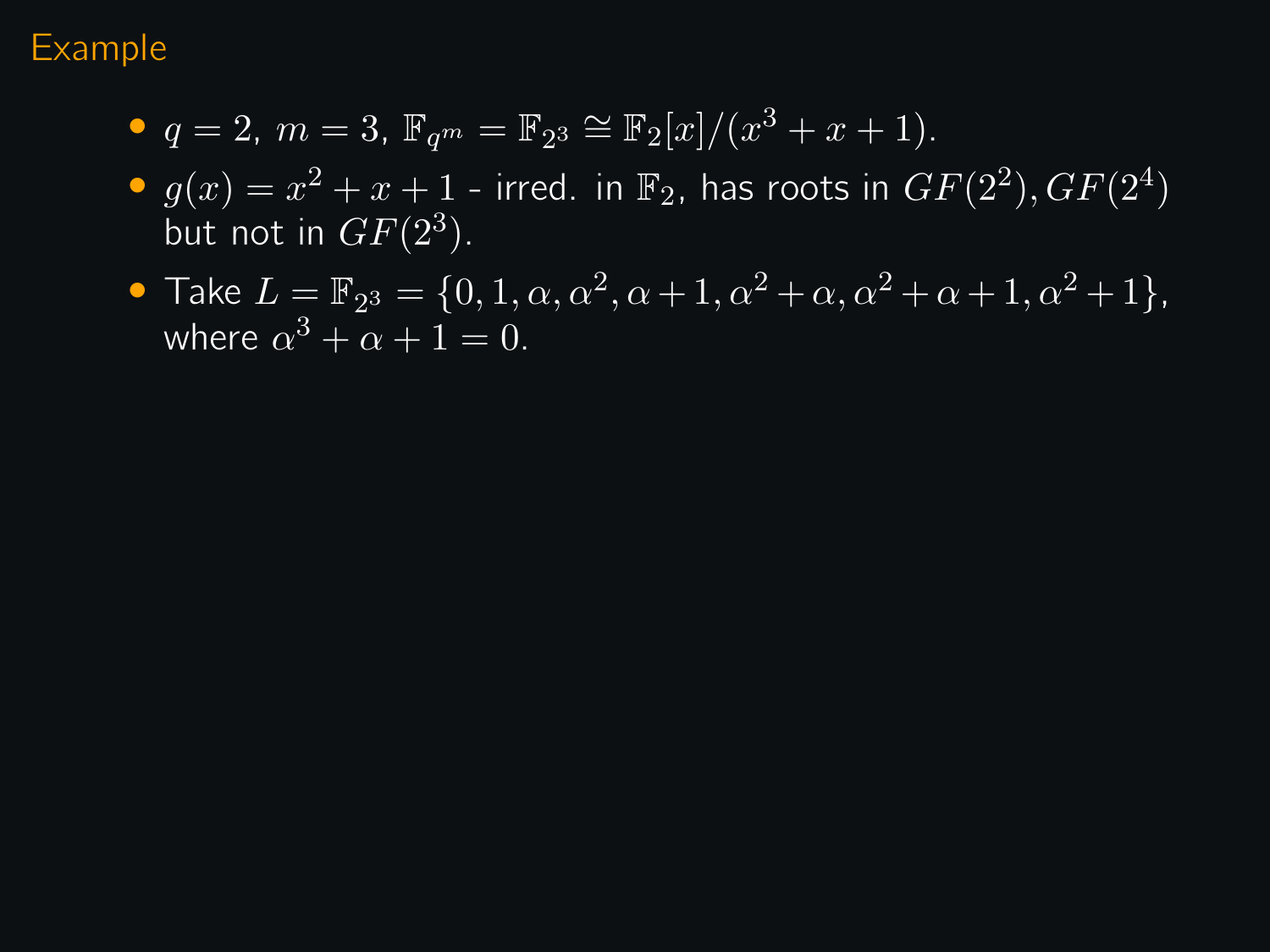## Example

- $q = 2$, $m = 3$, $\mathbb{F}_{q^m} = \mathbb{F}_{2^3} \cong \mathbb{F}_2[x]/(x^3 + x + 1)$.
- $g(x) = x^2 + x + 1$ - irred. in $\mathbb{F}_2$, has roots in $GF(2^2), GF(2^4)$ but not in $GF(2^3)$.
- Take $L = \mathbb{F}_{2^3} = \{0, 1, \alpha, \alpha^2, \alpha + 1, \alpha^2 + \alpha, \alpha^2 + \alpha + 1, \alpha^2 + 1\}$, where $\alpha^3 + \alpha + 1 = 0$.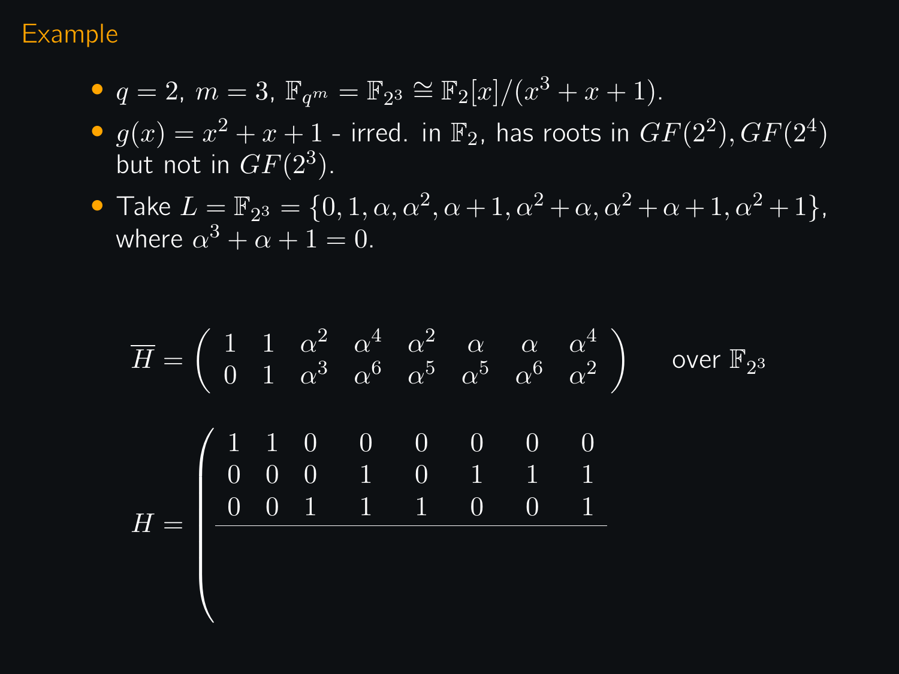## Example

- $q = 2$, $m = 3$, $\mathbb{F}_{q^m} = \mathbb{F}_{2^3} \cong \mathbb{F}_2[x]/(x^3 + x + 1)$.
- $g(x) = x^2 + x + 1$ - irred. in $\mathbb{F}_2$, has roots in $GF(2^2), GF(2^4)$ but not in $GF(2^3)$.
- Take $L = \mathbb{F}_{2^3} = \{0, 1, \alpha, \alpha^2, \alpha+1, \alpha^2+\alpha, \alpha^2+\alpha+1, \alpha^2+1\}$, where $\alpha^3 + \alpha + 1 = 0$.

$$\overline{H} = \begin{pmatrix} 1 & 1 & \alpha^2 & \alpha^4 & \alpha^2 & \alpha & \alpha & \alpha^4 \\ 0 & 1 & \alpha^3 & \alpha^6 & \alpha^5 & \alpha^5 & \alpha^6 & \alpha^2 \end{pmatrix} \quad \text{over } \mathbb{F}_{2^3}$$

$$H = \left( \begin{array}{cccccccc} 1 & 1 & 0 & 0 & 0 & 0 & 0 & 0 \\ 0 & 0 & 0 & 1 & 0 & 1 & 1 & 1 \\ 0 & 0 & 1 & 1 & 1 & 0 & 0 & 1 \\ \hline & & & & & & & \\ & & & & & & & \end{array} \right.$$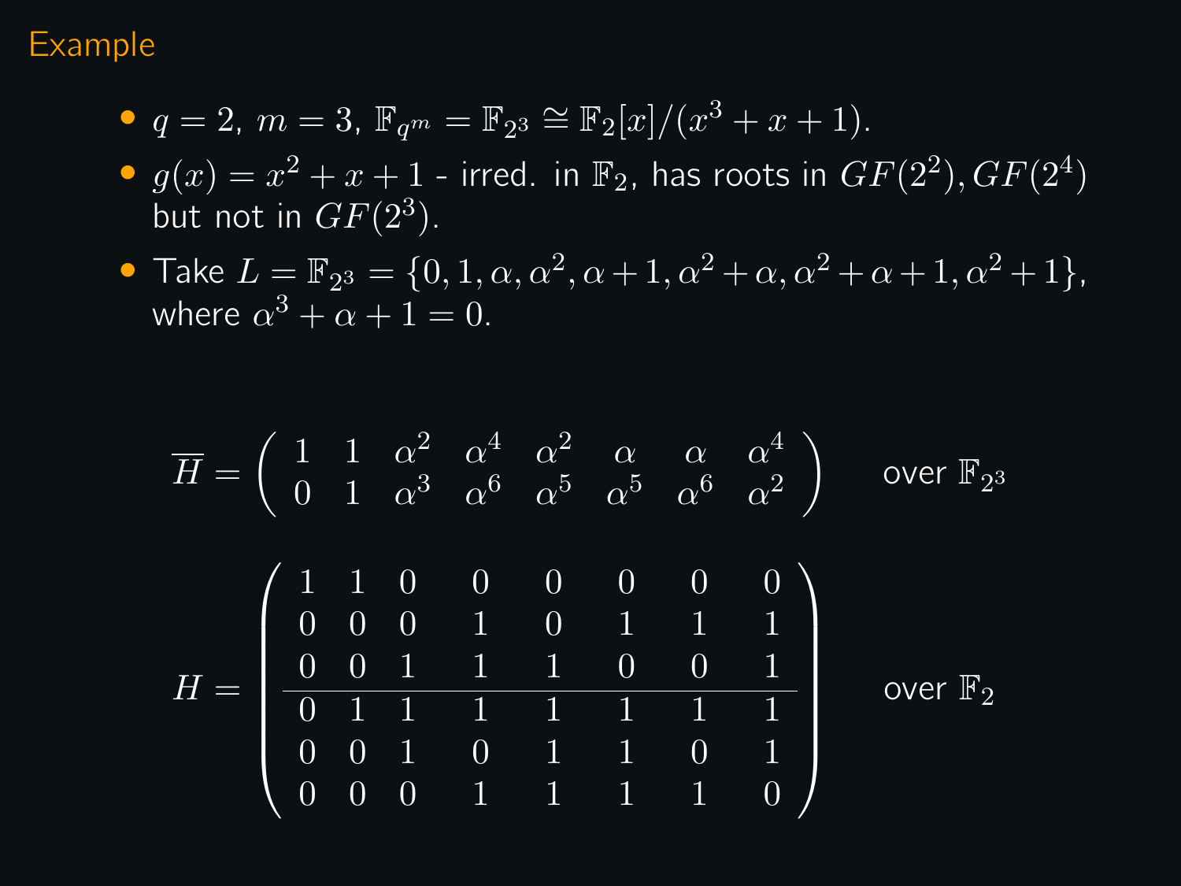## Example

- $q = 2$, $m = 3$, $\mathbb{F}_{q^m} = \mathbb{F}_{2^3} \cong \mathbb{F}_2[x]/(x^3 + x + 1)$.
- $g(x) = x^2 + x + 1$ - irred. in $\mathbb{F}_2$, has roots in $GF(2^2), GF(2^4)$ but not in $GF(2^3)$.
- Take $L = \mathbb{F}_{2^3} = \{0, 1, \alpha, \alpha^2, \alpha+1, \alpha^2+\alpha, \alpha^2+\alpha+1, \alpha^2+1\}$, where $\alpha^3 + \alpha + 1 = 0$.

$$\overline{H} = \begin{pmatrix} 1 & 1 & \alpha^2 & \alpha^4 & \alpha^2 & \alpha & \alpha & \alpha^4 \\ 0 & 1 & \alpha^3 & \alpha^6 & \alpha^5 & \alpha^5 & \alpha^6 & \alpha^2 \end{pmatrix} \quad \text{over } \mathbb{F}_{2^3}$$

$$H = \left(\begin{array}{cccccccc} 1 & 1 & 0 & 0 & 0 & 0 & 0 & 0 \\ 0 & 0 & 0 & 1 & 0 & 1 & 1 & 1 \\ 0 & 0 & 1 & 1 & 1 & 0 & 0 & 1 \\ \hline 0 & 1 & 1 & 1 & 1 & 1 & 1 & 1 \\ 0 & 0 & 1 & 0 & 1 & 1 & 0 & 1 \\ 0 & 0 & 0 & 1 & 1 & 1 & 1 & 0 \end{array}\right) \quad \text{over } \mathbb{F}_2$$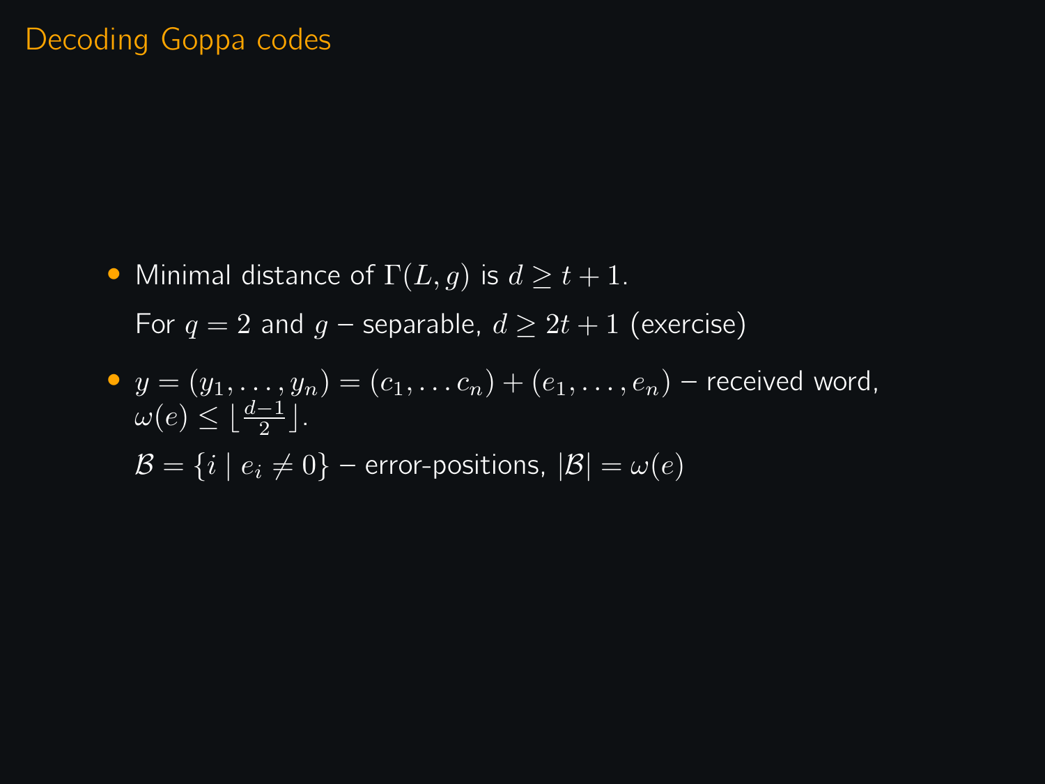# Decoding Goppa codes

- Minimal distance of $\Gamma(L, g)$ is $d \geq t + 1$.

  For $q = 2$ and $g$ – separable, $d \geq 2t + 1$ (exercise)

- $y = (y_1, \ldots, y_n) = (c_1, \ldots c_n) + (e_1, \ldots, e_n)$ – received word, $\omega(e) \leq \lfloor \frac{d-1}{2} \rfloor$.

  $\mathcal{B} = \{i \mid e_i \neq 0\}$ – error-positions, $|\mathcal{B}| = \omega(e)$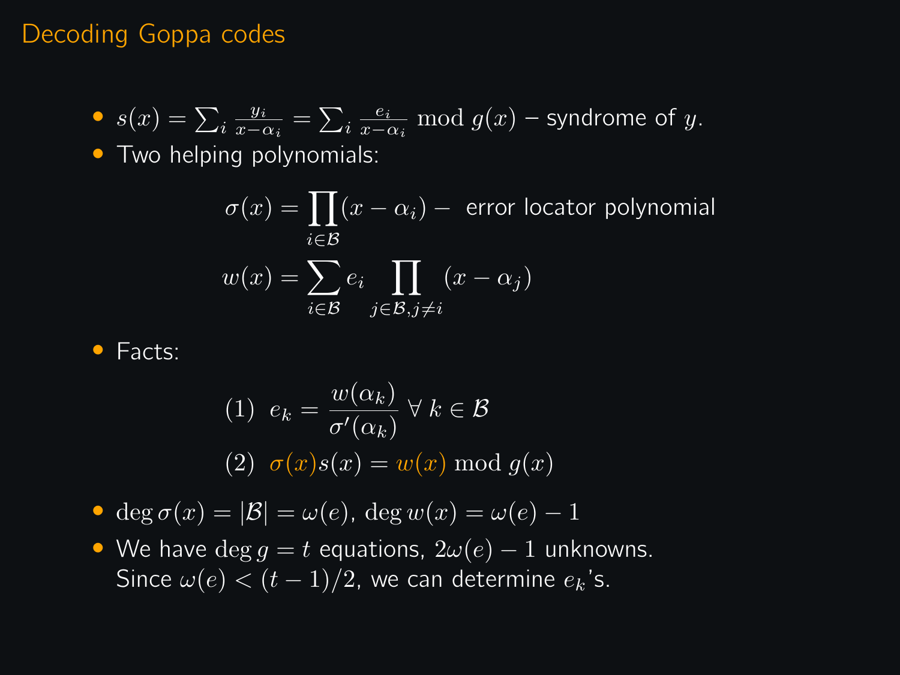# Decoding Goppa codes

- $s(x) = \sum_i \frac{y_i}{x-\alpha_i} = \sum_i \frac{e_i}{x-\alpha_i} \bmod g(x)$ – syndrome of $y$.
- Two helping polynomials:

$$\sigma(x) = \prod_{i \in \mathcal{B}} (x - \alpha_i) - \text{ error locator polynomial}$$

$$w(x) = \sum_{i \in \mathcal{B}} e_i \prod_{j \in \mathcal{B}, j \neq i} (x - \alpha_j)$$

- Facts:

$$(1) \;\; e_k = \frac{w(\alpha_k)}{\sigma'(\alpha_k)} \; \forall \; k \in \mathcal{B}$$

$$(2) \;\; \sigma(x) s(x) = w(x) \bmod g(x)$$

- $\deg \sigma(x) = |\mathcal{B}| = \omega(e)$, $\deg w(x) = \omega(e) - 1$
- We have $\deg g = t$ equations, $2\omega(e) - 1$ unknowns. Since $\omega(e) < (t-1)/2$, we can determine $e_k$'s.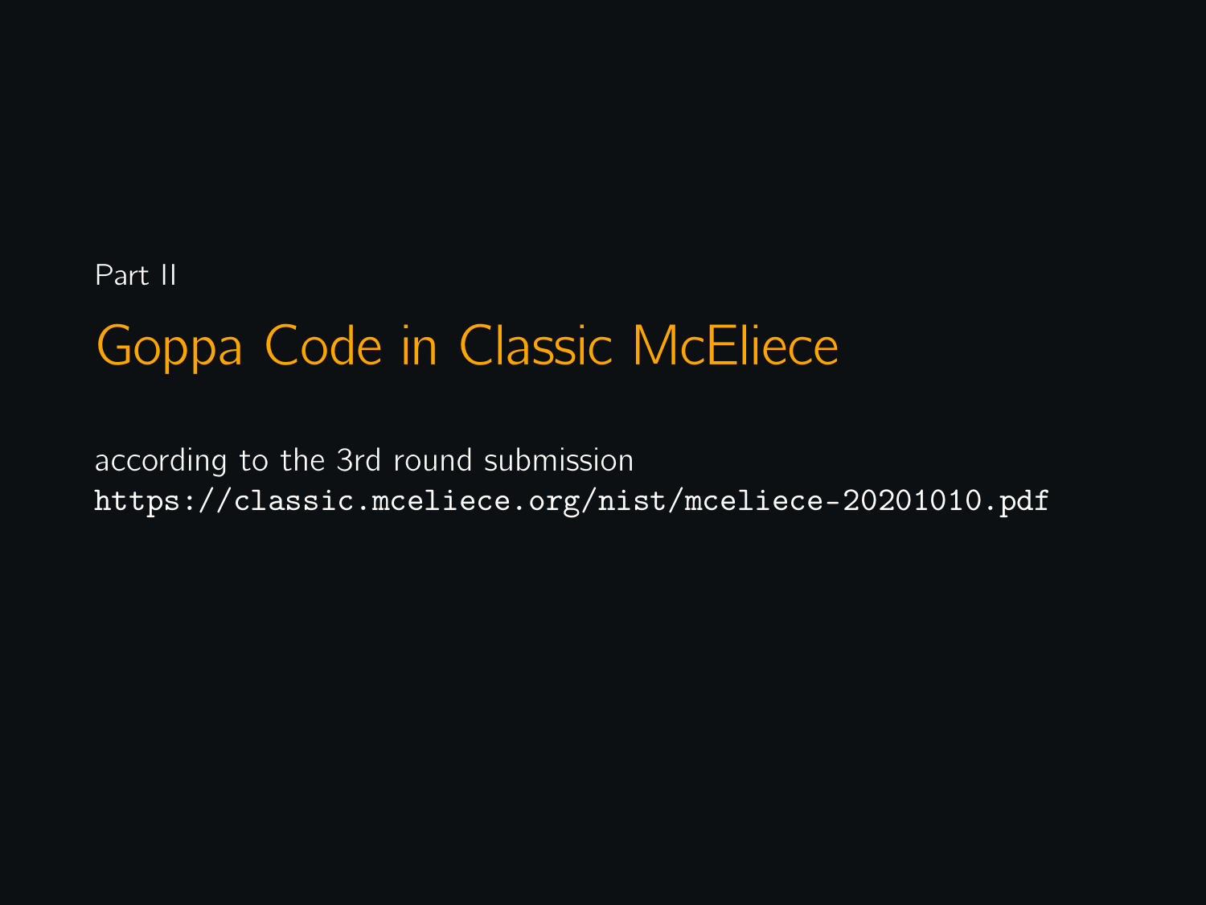Part II

# Goppa Code in Classic McEliece

according to the 3rd round submission
`https://classic.mceliece.org/nist/mceliece-20201010.pdf`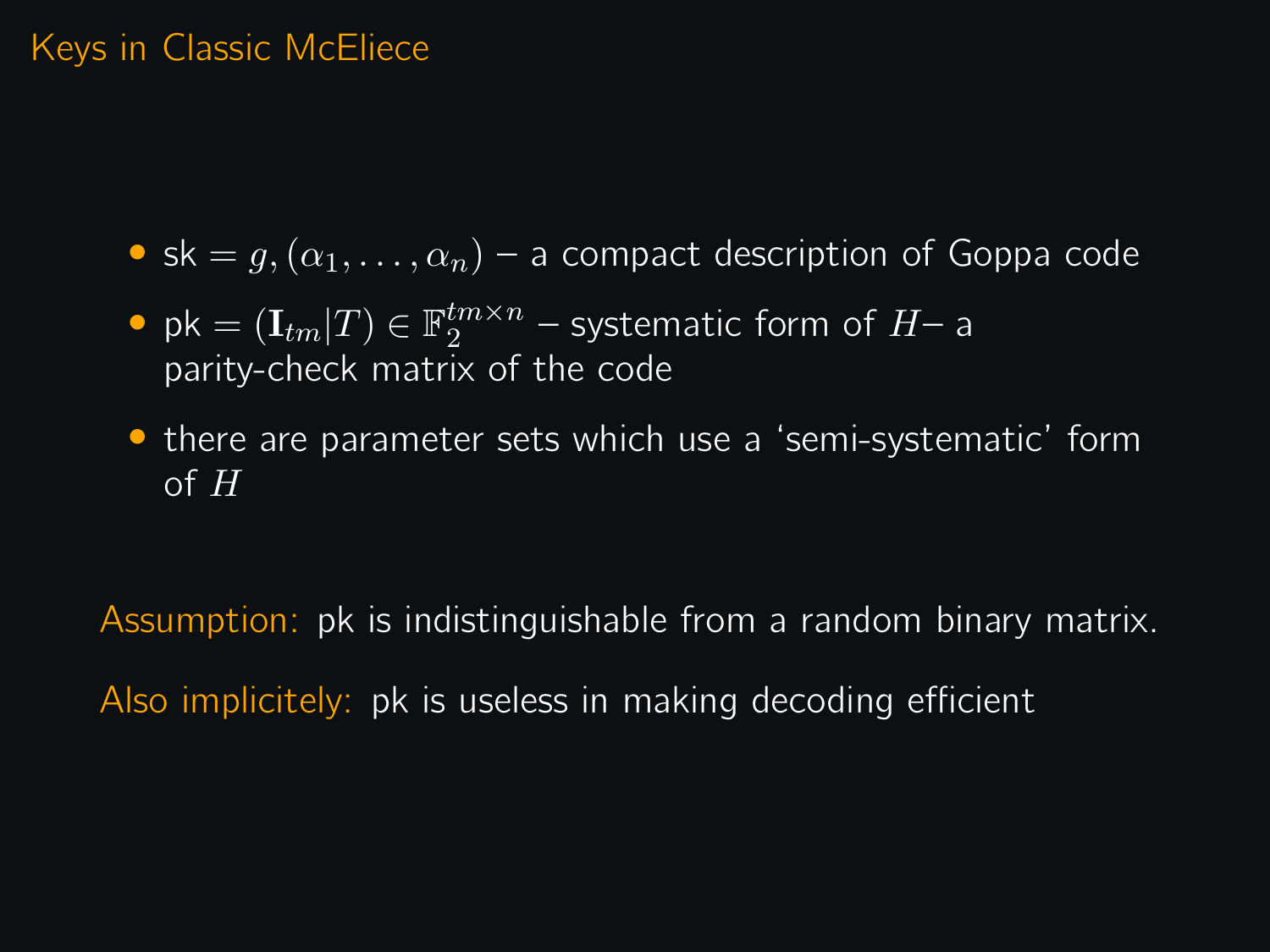# Keys in Classic McEliece

- sk $= g, (\alpha_1, \ldots, \alpha_n)$ – a compact description of Goppa code
- pk $= (\mathbf{I}_{tm}|T) \in \mathbb{F}_2^{tm \times n}$ – systematic form of $H$– a parity-check matrix of the code
- there are parameter sets which use a 'semi-systematic' form of $H$

Assumption: pk is indistinguishable from a random binary matrix.

Also implicitely: pk is useless in making decoding efficient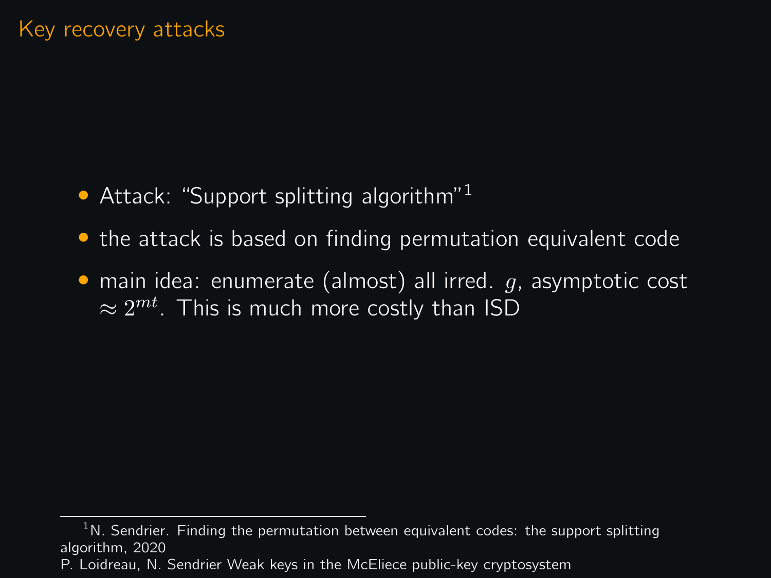# Key recovery attacks

- Attack: "Support splitting algorithm"[1]
- the attack is based on finding permutation equivalent code
- main idea: enumerate (almost) all irred. $g$, asymptotic cost $\approx 2^{mt}$. This is much more costly than ISD

[1] N. Sendrier. Finding the permutation between equivalent codes: the support splitting algorithm, 2020
P. Loidreau, N. Sendrier Weak keys in the McEliece public-key cryptosystem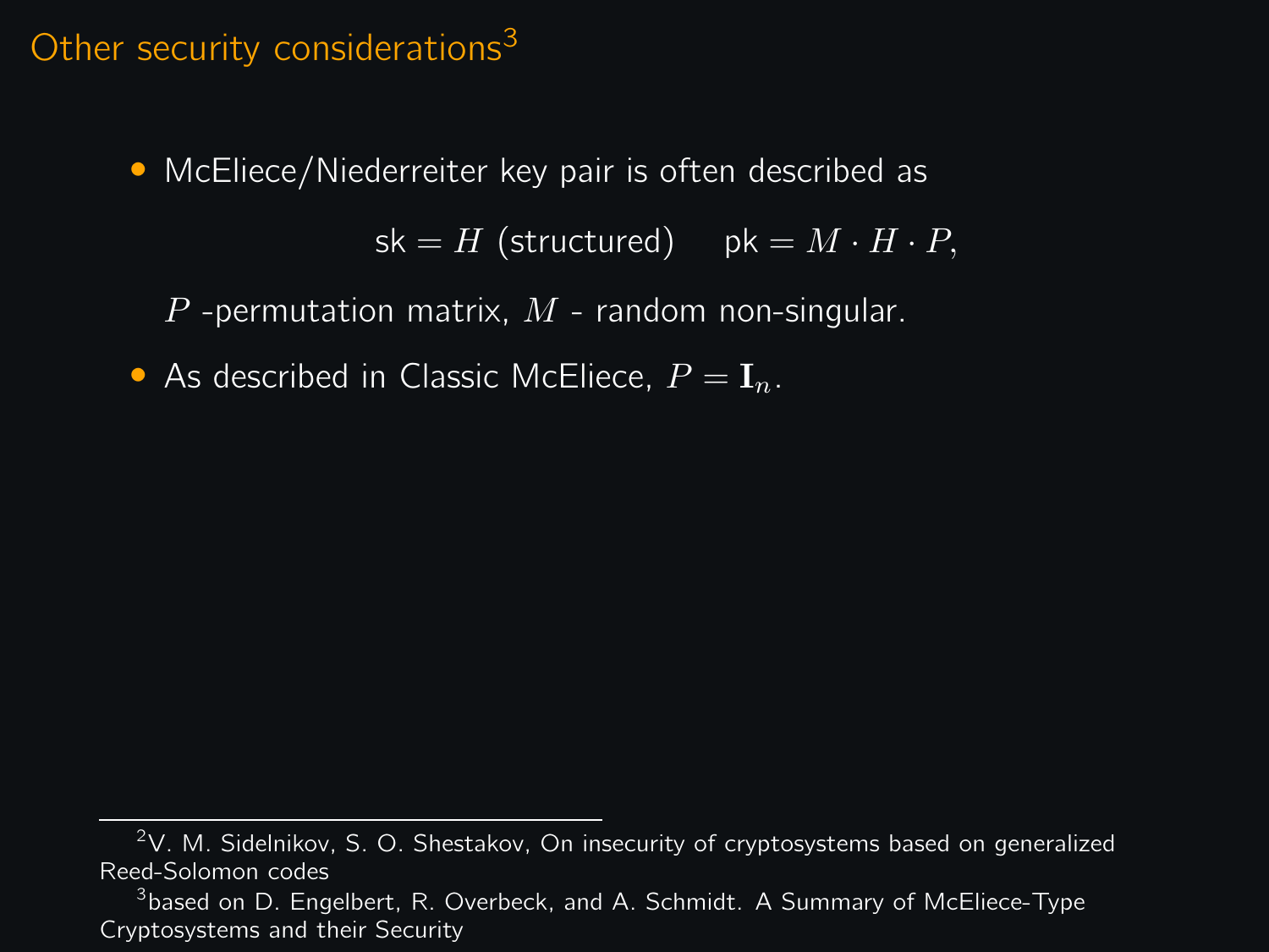# Other security considerations[3]

- McEliece/Niederreiter key pair is often described as

  $$\mathsf{sk} = H \text{ (structured)} \qquad \mathsf{pk} = M \cdot H \cdot P,$$

  $P$ -permutation matrix, $M$ - random non-singular.

- As described in Classic McEliece, $P = \mathbf{I}_n$.

---

[2] V. M. Sidelnikov, S. O. Shestakov, On insecurity of cryptosystems based on generalized Reed-Solomon codes

[3] based on D. Engelbert, R. Overbeck, and A. Schmidt. A Summary of McEliece-Type Cryptosystems and their Security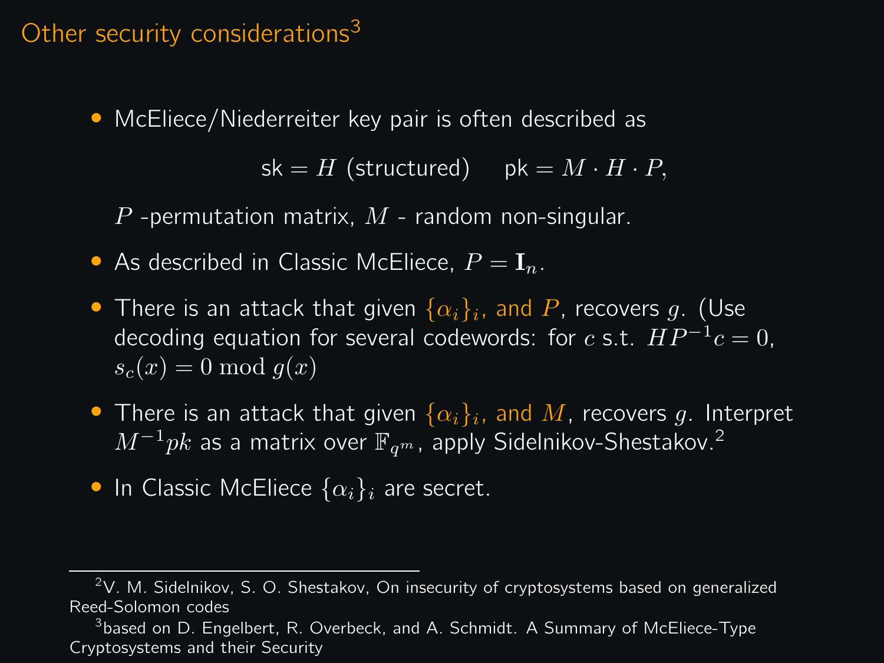# Other security considerations[3]

- McEliece/Niederreiter key pair is often described as

$$\mathsf{sk} = H \text{ (structured)} \quad \mathsf{pk} = M \cdot H \cdot P,$$

  $P$ -permutation matrix, $M$ - random non-singular.

- As described in Classic McEliece, $P = \mathbf{I}_n$.
- There is an attack that given $\{\alpha_i\}_i$, and $P$, recovers $g$. (Use decoding equation for several codewords: for $c$ s.t. $HP^{-1}c = 0$, $s_c(x) = 0 \bmod g(x)$
- There is an attack that given $\{\alpha_i\}_i$, and $M$, recovers $g$. Interpret $M^{-1}pk$ as a matrix over $\mathbb{F}_{q^m}$, apply Sidelnikov-Shestakov.[2]
- In Classic McEliece $\{\alpha_i\}_i$ are secret.

---

[2] V. M. Sidelnikov, S. O. Shestakov, On insecurity of cryptosystems based on generalized Reed-Solomon codes

[3] based on D. Engelbert, R. Overbeck, and A. Schmidt. A Summary of McEliece-Type Cryptosystems and their Security